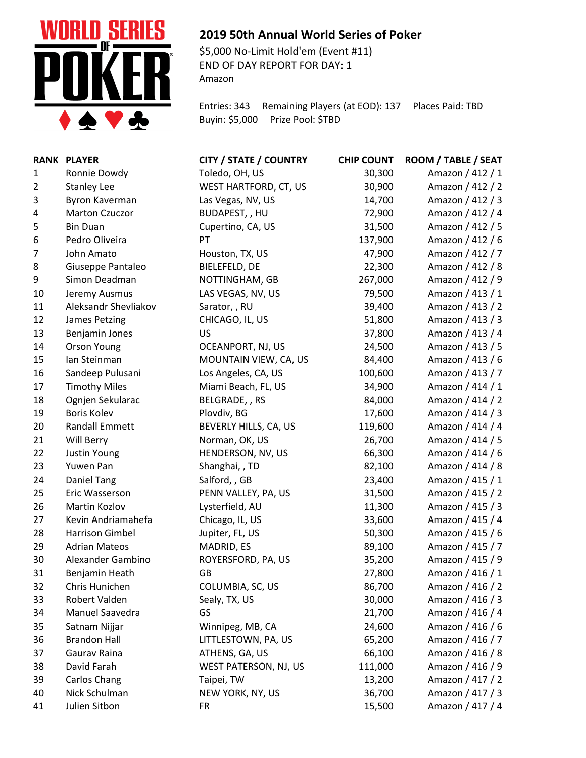## 2019 50th Annual World Series of Poker

$5,000 No-Limit Hold'em (Event #11)
END OF DAY REPORT FOR DAY: 1
Amazon

Entries: 343 Remaining Players (at EOD): 137 Places Paid: TBD
Buyin: $5,000 Prize Pool: $TBD

| RANK | PLAYER | CITY / STATE / COUNTRY | CHIP COUNT | ROOM / TABLE / SEAT |
|---|---|---|---|---|
| 1 | Ronnie Dowdy | Toledo, OH, US | 30,300 | Amazon / 412 / 1 |
| 2 | Stanley Lee | WEST HARTFORD, CT, US | 30,900 | Amazon / 412 / 2 |
| 3 | Byron Kaverman | Las Vegas, NV, US | 14,700 | Amazon / 412 / 3 |
| 4 | Marton Czuczor | BUDAPEST, , HU | 72,900 | Amazon / 412 / 4 |
| 5 | Bin Duan | Cupertino, CA, US | 31,500 | Amazon / 412 / 5 |
| 6 | Pedro Oliveira | PT | 137,900 | Amazon / 412 / 6 |
| 7 | John Amato | Houston, TX, US | 47,900 | Amazon / 412 / 7 |
| 8 | Giuseppe Pantaleo | BIELEFELD, DE | 22,300 | Amazon / 412 / 8 |
| 9 | Simon Deadman | NOTTINGHAM, GB | 267,000 | Amazon / 412 / 9 |
| 10 | Jeremy Ausmus | LAS VEGAS, NV, US | 79,500 | Amazon / 413 / 1 |
| 11 | Aleksandr Shevliakov | Sarator, , RU | 39,400 | Amazon / 413 / 2 |
| 12 | James Petzing | CHICAGO, IL, US | 51,800 | Amazon / 413 / 3 |
| 13 | Benjamin Jones | US | 37,800 | Amazon / 413 / 4 |
| 14 | Orson Young | OCEANPORT, NJ, US | 24,500 | Amazon / 413 / 5 |
| 15 | Ian Steinman | MOUNTAIN VIEW, CA, US | 84,400 | Amazon / 413 / 6 |
| 16 | Sandeep Pulusani | Los Angeles, CA, US | 100,600 | Amazon / 413 / 7 |
| 17 | Timothy Miles | Miami Beach, FL, US | 34,900 | Amazon / 414 / 1 |
| 18 | Ognjen Sekularac | BELGRADE, , RS | 84,000 | Amazon / 414 / 2 |
| 19 | Boris Kolev | Plovdiv, BG | 17,600 | Amazon / 414 / 3 |
| 20 | Randall Emmett | BEVERLY HILLS, CA, US | 119,600 | Amazon / 414 / 4 |
| 21 | Will Berry | Norman, OK, US | 26,700 | Amazon / 414 / 5 |
| 22 | Justin Young | HENDERSON, NV, US | 66,300 | Amazon / 414 / 6 |
| 23 | Yuwen Pan | Shanghai, , TD | 82,100 | Amazon / 414 / 8 |
| 24 | Daniel Tang | Salford, , GB | 23,400 | Amazon / 415 / 1 |
| 25 | Eric Wasserson | PENN VALLEY, PA, US | 31,500 | Amazon / 415 / 2 |
| 26 | Martin Kozlov | Lysterfield, AU | 11,300 | Amazon / 415 / 3 |
| 27 | Kevin Andriamahefa | Chicago, IL, US | 33,600 | Amazon / 415 / 4 |
| 28 | Harrison Gimbel | Jupiter, FL, US | 50,300 | Amazon / 415 / 6 |
| 29 | Adrian Mateos | MADRID, ES | 89,100 | Amazon / 415 / 7 |
| 30 | Alexander Gambino | ROYERSFORD, PA, US | 35,200 | Amazon / 415 / 9 |
| 31 | Benjamin Heath | GB | 27,800 | Amazon / 416 / 1 |
| 32 | Chris Hunichen | COLUMBIA, SC, US | 86,700 | Amazon / 416 / 2 |
| 33 | Robert Valden | Sealy, TX, US | 30,000 | Amazon / 416 / 3 |
| 34 | Manuel Saavedra | GS | 21,700 | Amazon / 416 / 4 |
| 35 | Satnam Nijjar | Winnipeg, MB, CA | 24,600 | Amazon / 416 / 6 |
| 36 | Brandon Hall | LITTLESTOWN, PA, US | 65,200 | Amazon / 416 / 7 |
| 37 | Gaurav Raina | ATHENS, GA, US | 66,100 | Amazon / 416 / 8 |
| 38 | David Farah | WEST PATERSON, NJ, US | 111,000 | Amazon / 416 / 9 |
| 39 | Carlos Chang | Taipei, TW | 13,200 | Amazon / 417 / 2 |
| 40 | Nick Schulman | NEW YORK, NY, US | 36,700 | Amazon / 417 / 3 |
| 41 | Julien Sitbon | FR | 15,500 | Amazon / 417 / 4 |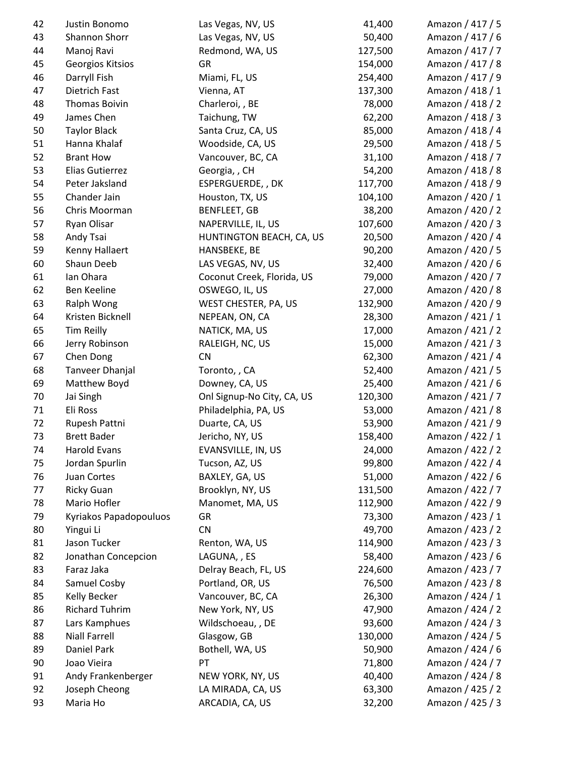| | | | | |
|---|---|---|---|---|
| 42 | Justin Bonomo | Las Vegas, NV, US | 41,400 | Amazon / 417 / 5 |
| 43 | Shannon Shorr | Las Vegas, NV, US | 50,400 | Amazon / 417 / 6 |
| 44 | Manoj Ravi | Redmond, WA, US | 127,500 | Amazon / 417 / 7 |
| 45 | Georgios Kitsios | GR | 154,000 | Amazon / 417 / 8 |
| 46 | Darryll Fish | Miami, FL, US | 254,400 | Amazon / 417 / 9 |
| 47 | Dietrich Fast | Vienna, AT | 137,300 | Amazon / 418 / 1 |
| 48 | Thomas Boivin | Charleroi, , BE | 78,000 | Amazon / 418 / 2 |
| 49 | James Chen | Taichung, TW | 62,200 | Amazon / 418 / 3 |
| 50 | Taylor Black | Santa Cruz, CA, US | 85,000 | Amazon / 418 / 4 |
| 51 | Hanna Khalaf | Woodside, CA, US | 29,500 | Amazon / 418 / 5 |
| 52 | Brant How | Vancouver, BC, CA | 31,100 | Amazon / 418 / 7 |
| 53 | Elias Gutierrez | Georgia, , CH | 54,200 | Amazon / 418 / 8 |
| 54 | Peter Jaksland | ESPERGUERDE, , DK | 117,700 | Amazon / 418 / 9 |
| 55 | Chander Jain | Houston, TX, US | 104,100 | Amazon / 420 / 1 |
| 56 | Chris Moorman | BENFLEET, GB | 38,200 | Amazon / 420 / 2 |
| 57 | Ryan Olisar | NAPERVILLE, IL, US | 107,600 | Amazon / 420 / 3 |
| 58 | Andy Tsai | HUNTINGTON BEACH, CA, US | 20,500 | Amazon / 420 / 4 |
| 59 | Kenny Hallaert | HANSBEKE, BE | 90,200 | Amazon / 420 / 5 |
| 60 | Shaun Deeb | LAS VEGAS, NV, US | 32,400 | Amazon / 420 / 6 |
| 61 | Ian Ohara | Coconut Creek, Florida, US | 79,000 | Amazon / 420 / 7 |
| 62 | Ben Keeline | OSWEGO, IL, US | 27,000 | Amazon / 420 / 8 |
| 63 | Ralph Wong | WEST CHESTER, PA, US | 132,900 | Amazon / 420 / 9 |
| 64 | Kristen Bicknell | NEPEAN, ON, CA | 28,300 | Amazon / 421 / 1 |
| 65 | Tim Reilly | NATICK, MA, US | 17,000 | Amazon / 421 / 2 |
| 66 | Jerry Robinson | RALEIGH, NC, US | 15,000 | Amazon / 421 / 3 |
| 67 | Chen Dong | CN | 62,300 | Amazon / 421 / 4 |
| 68 | Tanveer Dhanjal | Toronto, , CA | 52,400 | Amazon / 421 / 5 |
| 69 | Matthew Boyd | Downey, CA, US | 25,400 | Amazon / 421 / 6 |
| 70 | Jai Singh | Onl Signup-No City, CA, US | 120,300 | Amazon / 421 / 7 |
| 71 | Eli Ross | Philadelphia, PA, US | 53,000 | Amazon / 421 / 8 |
| 72 | Rupesh Pattni | Duarte, CA, US | 53,900 | Amazon / 421 / 9 |
| 73 | Brett Bader | Jericho, NY, US | 158,400 | Amazon / 422 / 1 |
| 74 | Harold Evans | EVANSVILLE, IN, US | 24,000 | Amazon / 422 / 2 |
| 75 | Jordan Spurlin | Tucson, AZ, US | 99,800 | Amazon / 422 / 4 |
| 76 | Juan Cortes | BAXLEY, GA, US | 51,000 | Amazon / 422 / 6 |
| 77 | Ricky Guan | Brooklyn, NY, US | 131,500 | Amazon / 422 / 7 |
| 78 | Mario Hofler | Manomet, MA, US | 112,900 | Amazon / 422 / 9 |
| 79 | Kyriakos Papadopouluos | GR | 73,300 | Amazon / 423 / 1 |
| 80 | Yingui Li | CN | 49,700 | Amazon / 423 / 2 |
| 81 | Jason Tucker | Renton, WA, US | 114,900 | Amazon / 423 / 3 |
| 82 | Jonathan Concepcion | LAGUNA, , ES | 58,400 | Amazon / 423 / 6 |
| 83 | Faraz Jaka | Delray Beach, FL, US | 224,600 | Amazon / 423 / 7 |
| 84 | Samuel Cosby | Portland, OR, US | 76,500 | Amazon / 423 / 8 |
| 85 | Kelly Becker | Vancouver, BC, CA | 26,300 | Amazon / 424 / 1 |
| 86 | Richard Tuhrim | New York, NY, US | 47,900 | Amazon / 424 / 2 |
| 87 | Lars Kamphues | Wildschoeau, , DE | 93,600 | Amazon / 424 / 3 |
| 88 | Niall Farrell | Glasgow, GB | 130,000 | Amazon / 424 / 5 |
| 89 | Daniel Park | Bothell, WA, US | 50,900 | Amazon / 424 / 6 |
| 90 | Joao Vieira | PT | 71,800 | Amazon / 424 / 7 |
| 91 | Andy Frankenberger | NEW YORK, NY, US | 40,400 | Amazon / 424 / 8 |
| 92 | Joseph Cheong | LA MIRADA, CA, US | 63,300 | Amazon / 425 / 2 |
| 93 | Maria Ho | ARCADIA, CA, US | 32,200 | Amazon / 425 / 3 |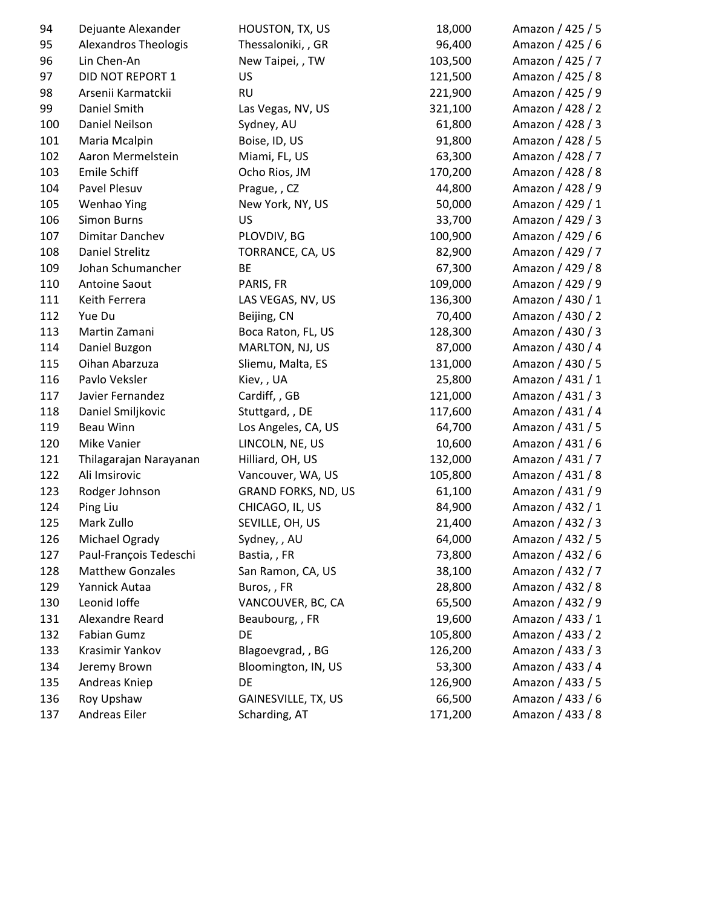| | | | | |
|---|---|---|---|---|
| 94 | Dejuante Alexander | HOUSTON, TX, US | 18,000 | Amazon / 425 / 5 |
| 95 | Alexandros Theologis | Thessaloniki, , GR | 96,400 | Amazon / 425 / 6 |
| 96 | Lin Chen-An | New Taipei, , TW | 103,500 | Amazon / 425 / 7 |
| 97 | DID NOT REPORT 1 | US | 121,500 | Amazon / 425 / 8 |
| 98 | Arsenii Karmatckii | RU | 221,900 | Amazon / 425 / 9 |
| 99 | Daniel Smith | Las Vegas, NV, US | 321,100 | Amazon / 428 / 2 |
| 100 | Daniel Neilson | Sydney, AU | 61,800 | Amazon / 428 / 3 |
| 101 | Maria Mcalpin | Boise, ID, US | 91,800 | Amazon / 428 / 5 |
| 102 | Aaron Mermelstein | Miami, FL, US | 63,300 | Amazon / 428 / 7 |
| 103 | Emile Schiff | Ocho Rios, JM | 170,200 | Amazon / 428 / 8 |
| 104 | Pavel Plesuv | Prague, , CZ | 44,800 | Amazon / 428 / 9 |
| 105 | Wenhao Ying | New York, NY, US | 50,000 | Amazon / 429 / 1 |
| 106 | Simon Burns | US | 33,700 | Amazon / 429 / 3 |
| 107 | Dimitar Danchev | PLOVDIV, BG | 100,900 | Amazon / 429 / 6 |
| 108 | Daniel Strelitz | TORRANCE, CA, US | 82,900 | Amazon / 429 / 7 |
| 109 | Johan Schumancher | BE | 67,300 | Amazon / 429 / 8 |
| 110 | Antoine Saout | PARIS, FR | 109,000 | Amazon / 429 / 9 |
| 111 | Keith Ferrera | LAS VEGAS, NV, US | 136,300 | Amazon / 430 / 1 |
| 112 | Yue Du | Beijing, CN | 70,400 | Amazon / 430 / 2 |
| 113 | Martin Zamani | Boca Raton, FL, US | 128,300 | Amazon / 430 / 3 |
| 114 | Daniel Buzgon | MARLTON, NJ, US | 87,000 | Amazon / 430 / 4 |
| 115 | Oihan Abarzuza | Sliemu, Malta, ES | 131,000 | Amazon / 430 / 5 |
| 116 | Pavlo Veksler | Kiev, , UA | 25,800 | Amazon / 431 / 1 |
| 117 | Javier Fernandez | Cardiff, , GB | 121,000 | Amazon / 431 / 3 |
| 118 | Daniel Smiljkovic | Stuttgard, , DE | 117,600 | Amazon / 431 / 4 |
| 119 | Beau Winn | Los Angeles, CA, US | 64,700 | Amazon / 431 / 5 |
| 120 | Mike Vanier | LINCOLN, NE, US | 10,600 | Amazon / 431 / 6 |
| 121 | Thilagarajan Narayanan | Hilliard, OH, US | 132,000 | Amazon / 431 / 7 |
| 122 | Ali Imsirovic | Vancouver, WA, US | 105,800 | Amazon / 431 / 8 |
| 123 | Rodger Johnson | GRAND FORKS, ND, US | 61,100 | Amazon / 431 / 9 |
| 124 | Ping Liu | CHICAGO, IL, US | 84,900 | Amazon / 432 / 1 |
| 125 | Mark Zullo | SEVILLE, OH, US | 21,400 | Amazon / 432 / 3 |
| 126 | Michael Ogrady | Sydney, , AU | 64,000 | Amazon / 432 / 5 |
| 127 | Paul-François Tedeschi | Bastia, , FR | 73,800 | Amazon / 432 / 6 |
| 128 | Matthew Gonzales | San Ramon, CA, US | 38,100 | Amazon / 432 / 7 |
| 129 | Yannick Autaa | Buros, , FR | 28,800 | Amazon / 432 / 8 |
| 130 | Leonid Ioffe | VANCOUVER, BC, CA | 65,500 | Amazon / 432 / 9 |
| 131 | Alexandre Reard | Beaubourg, , FR | 19,600 | Amazon / 433 / 1 |
| 132 | Fabian Gumz | DE | 105,800 | Amazon / 433 / 2 |
| 133 | Krasimir Yankov | Blagoevgrad, , BG | 126,200 | Amazon / 433 / 3 |
| 134 | Jeremy Brown | Bloomington, IN, US | 53,300 | Amazon / 433 / 4 |
| 135 | Andreas Kniep | DE | 126,900 | Amazon / 433 / 5 |
| 136 | Roy Upshaw | GAINESVILLE, TX, US | 66,500 | Amazon / 433 / 6 |
| 137 | Andreas Eiler | Scharding, AT | 171,200 | Amazon / 433 / 8 |